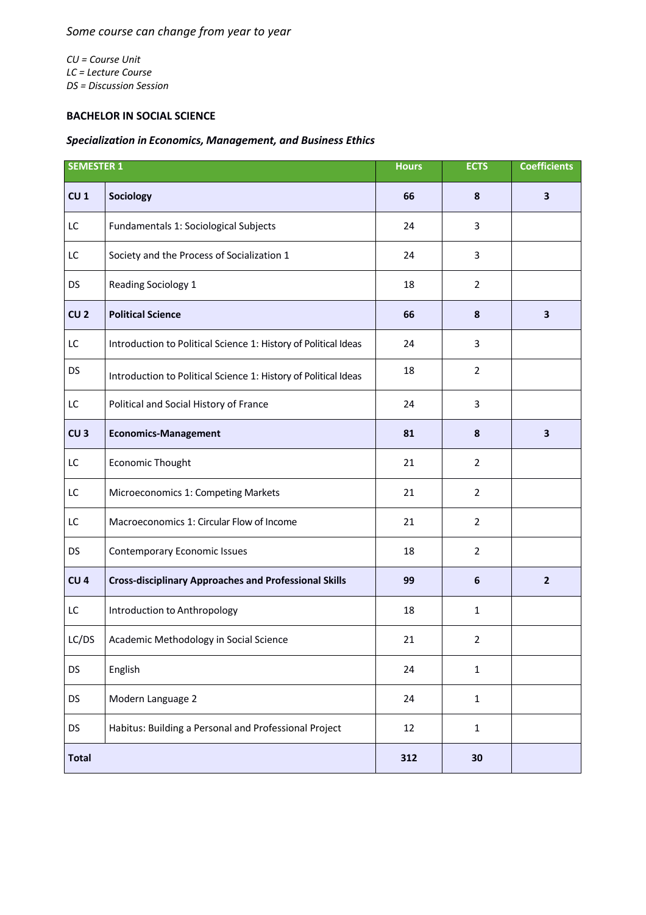*Some course can change from year to year*

*CU = Course Unit*
*LC = Lecture Course*
*DS = Discussion Session*

**BACHELOR IN SOCIAL SCIENCE**

***Specialization in Economics, Management, and Business Ethics***

| SEMESTER 1 | | Hours | ECTS | Coefficients |
|---|---|---|---|---|
| **CU 1** | **Sociology** | **66** | **8** | **3** |
| LC | Fundamentals 1: Sociological Subjects | 24 | 3 | |
| LC | Society and the Process of Socialization 1 | 24 | 3 | |
| DS | Reading Sociology 1 | 18 | 2 | |
| **CU 2** | **Political Science** | **66** | **8** | **3** |
| LC | Introduction to Political Science 1: History of Political Ideas | 24 | 3 | |
| DS | Introduction to Political Science 1: History of Political Ideas | 18 | 2 | |
| LC | Political and Social History of France | 24 | 3 | |
| **CU 3** | **Economics-Management** | **81** | **8** | **3** |
| LC | Economic Thought | 21 | 2 | |
| LC | Microeconomics 1: Competing Markets | 21 | 2 | |
| LC | Macroeconomics 1: Circular Flow of Income | 21 | 2 | |
| DS | Contemporary Economic Issues | 18 | 2 | |
| **CU 4** | **Cross-disciplinary Approaches and Professional Skills** | **99** | **6** | **2** |
| LC | Introduction to Anthropology | 18 | 1 | |
| LC/DS | Academic Methodology in Social Science | 21 | 2 | |
| DS | English | 24 | 1 | |
| DS | Modern Language 2 | 24 | 1 | |
| DS | Habitus: Building a Personal and Professional Project | 12 | 1 | |
| **Total** | | **312** | **30** | |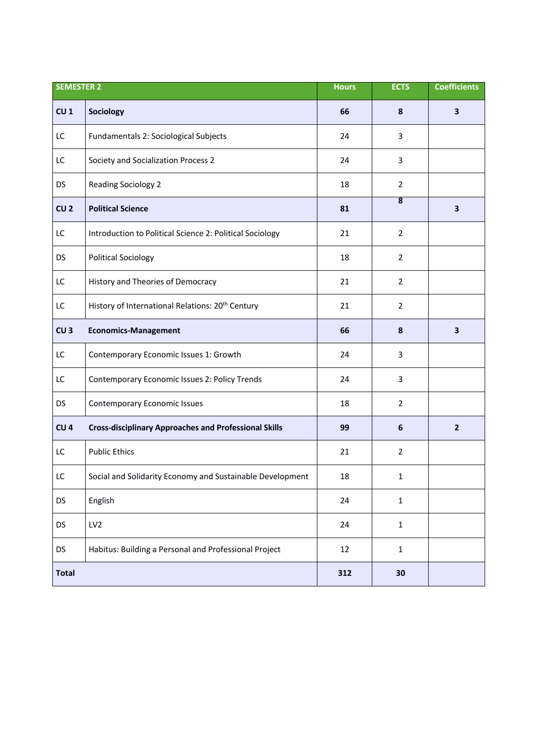| SEMESTER 2 | | Hours | ECTS | Coefficients |
|---|---|---|---|---|
| **CU 1** | **Sociology** | **66** | **8** | **3** |
| LC | Fundamentals 2: Sociological Subjects | 24 | 3 | |
| LC | Society and Socialization Process 2 | 24 | 3 | |
| DS | Reading Sociology 2 | 18 | 2 | |
| **CU 2** | **Political Science** | **81** | **8** | **3** |
| LC | Introduction to Political Science 2: Political Sociology | 21 | 2 | |
| DS | Political Sociology | 18 | 2 | |
| LC | History and Theories of Democracy | 21 | 2 | |
| LC | History of International Relations: 20th Century | 21 | 2 | |
| **CU 3** | **Economics-Management** | **66** | **8** | **3** |
| LC | Contemporary Economic Issues 1: Growth | 24 | 3 | |
| LC | Contemporary Economic Issues 2: Policy Trends | 24 | 3 | |
| DS | Contemporary Economic Issues | 18 | 2 | |
| **CU 4** | **Cross-disciplinary Approaches and Professional Skills** | **99** | **6** | **2** |
| LC | Public Ethics | 21 | 2 | |
| LC | Social and Solidarity Economy and Sustainable Development | 18 | 1 | |
| DS | English | 24 | 1 | |
| DS | LV2 | 24 | 1 | |
| DS | Habitus: Building a Personal and Professional Project | 12 | 1 | |
| **Total** | | **312** | **30** | |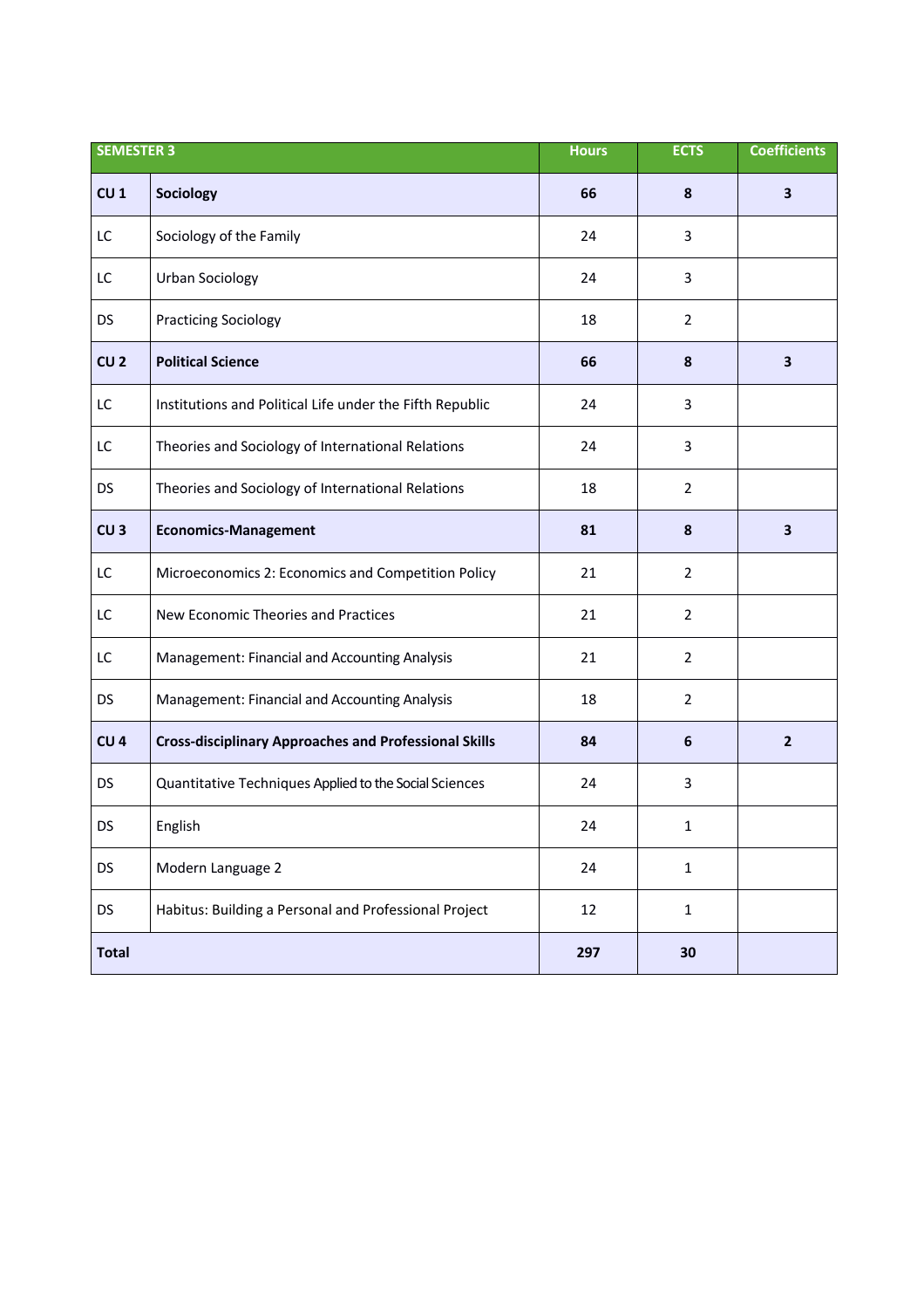| SEMESTER 3 | | Hours | ECTS | Coefficients |
|---|---|---|---|---|
| **CU 1** | **Sociology** | **66** | **8** | **3** |
| LC | Sociology of the Family | 24 | 3 | |
| LC | Urban Sociology | 24 | 3 | |
| DS | Practicing Sociology | 18 | 2 | |
| **CU 2** | **Political Science** | **66** | **8** | **3** |
| LC | Institutions and Political Life under the Fifth Republic | 24 | 3 | |
| LC | Theories and Sociology of International Relations | 24 | 3 | |
| DS | Theories and Sociology of International Relations | 18 | 2 | |
| **CU 3** | **Economics-Management** | **81** | **8** | **3** |
| LC | Microeconomics 2: Economics and Competition Policy | 21 | 2 | |
| LC | New Economic Theories and Practices | 21 | 2 | |
| LC | Management: Financial and Accounting Analysis | 21 | 2 | |
| DS | Management: Financial and Accounting Analysis | 18 | 2 | |
| **CU 4** | **Cross-disciplinary Approaches and Professional Skills** | **84** | **6** | **2** |
| DS | Quantitative Techniques Applied to the Social Sciences | 24 | 3 | |
| DS | English | 24 | 1 | |
| DS | Modern Language 2 | 24 | 1 | |
| DS | Habitus: Building a Personal and Professional Project | 12 | 1 | |
| **Total** | | **297** | **30** | |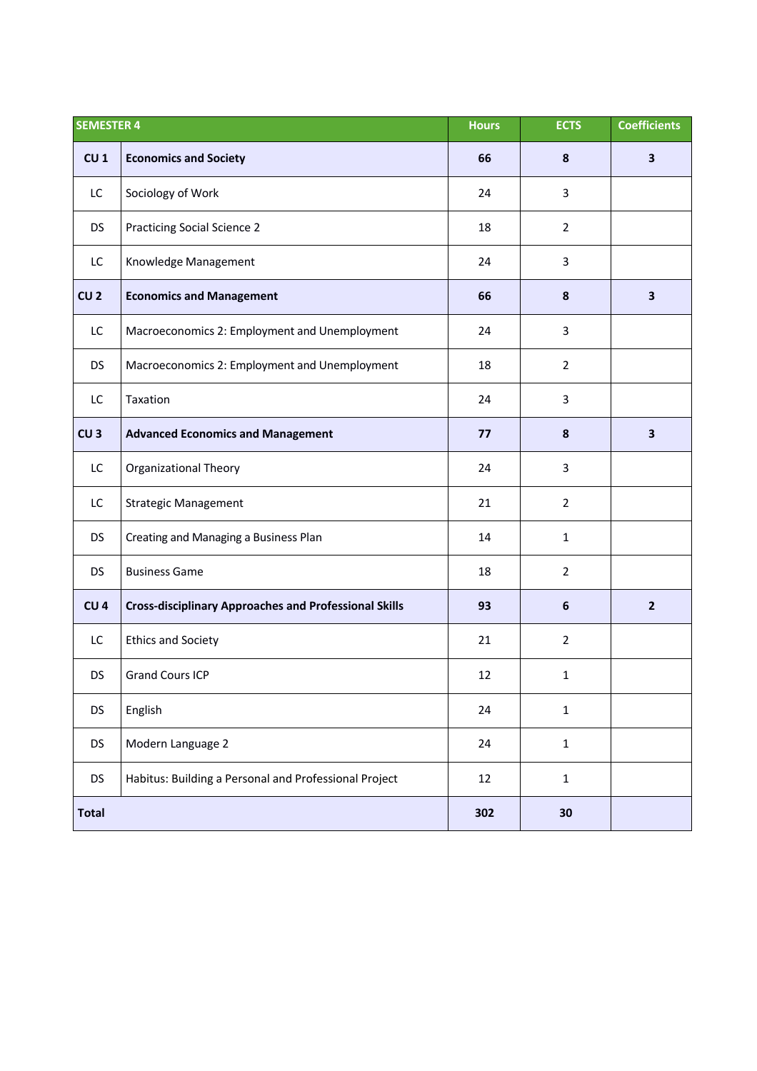| SEMESTER 4 | | Hours | ECTS | Coefficients |
|---|---|---|---|---|
| **CU 1** | **Economics and Society** | **66** | **8** | **3** |
| LC | Sociology of Work | 24 | 3 | |
| DS | Practicing Social Science 2 | 18 | 2 | |
| LC | Knowledge Management | 24 | 3 | |
| **CU 2** | **Economics and Management** | **66** | **8** | **3** |
| LC | Macroeconomics 2: Employment and Unemployment | 24 | 3 | |
| DS | Macroeconomics 2: Employment and Unemployment | 18 | 2 | |
| LC | Taxation | 24 | 3 | |
| **CU 3** | **Advanced Economics and Management** | **77** | **8** | **3** |
| LC | Organizational Theory | 24 | 3 | |
| LC | Strategic Management | 21 | 2 | |
| DS | Creating and Managing a Business Plan | 14 | 1 | |
| DS | Business Game | 18 | 2 | |
| **CU 4** | **Cross-disciplinary Approaches and Professional Skills** | **93** | **6** | **2** |
| LC | Ethics and Society | 21 | 2 | |
| DS | Grand Cours ICP | 12 | 1 | |
| DS | English | 24 | 1 | |
| DS | Modern Language 2 | 24 | 1 | |
| DS | Habitus: Building a Personal and Professional Project | 12 | 1 | |
| **Total** | | **302** | **30** | |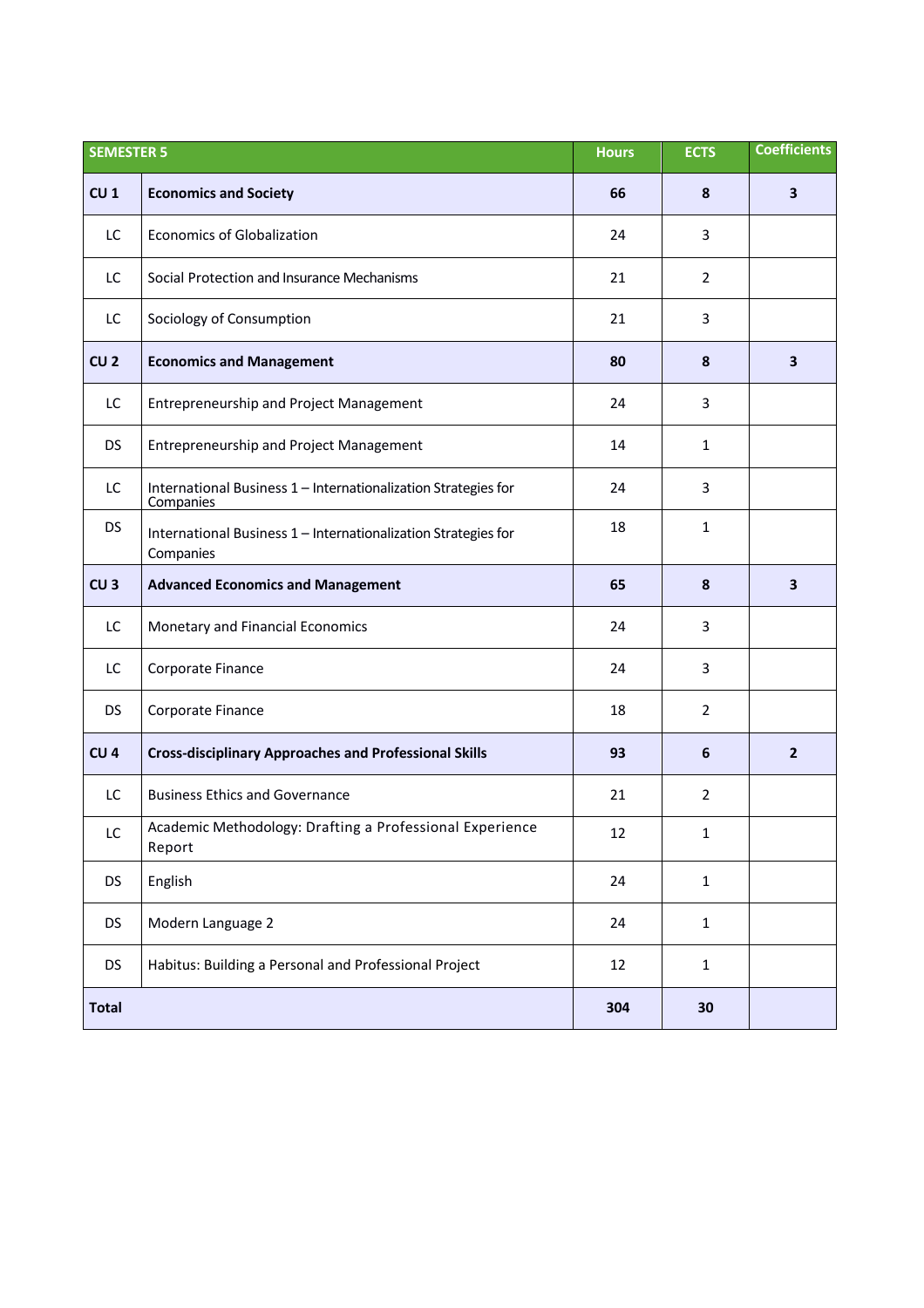| SEMESTER 5 | | Hours | ECTS | Coefficients |
|---|---|---|---|---|
| **CU 1** | **Economics and Society** | **66** | **8** | **3** |
| LC | Economics of Globalization | 24 | 3 | |
| LC | Social Protection and Insurance Mechanisms | 21 | 2 | |
| LC | Sociology of Consumption | 21 | 3 | |
| **CU 2** | **Economics and Management** | **80** | **8** | **3** |
| LC | Entrepreneurship and Project Management | 24 | 3 | |
| DS | Entrepreneurship and Project Management | 14 | 1 | |
| LC | International Business 1 – Internationalization Strategies for Companies | 24 | 3 | |
| DS | International Business 1 – Internationalization Strategies for Companies | 18 | 1 | |
| **CU 3** | **Advanced Economics and Management** | **65** | **8** | **3** |
| LC | Monetary and Financial Economics | 24 | 3 | |
| LC | Corporate Finance | 24 | 3 | |
| DS | Corporate Finance | 18 | 2 | |
| **CU 4** | **Cross-disciplinary Approaches and Professional Skills** | **93** | **6** | **2** |
| LC | Business Ethics and Governance | 21 | 2 | |
| LC | Academic Methodology: Drafting a Professional Experience Report | 12 | 1 | |
| DS | English | 24 | 1 | |
| DS | Modern Language 2 | 24 | 1 | |
| DS | Habitus: Building a Personal and Professional Project | 12 | 1 | |
| **Total** | | **304** | **30** | |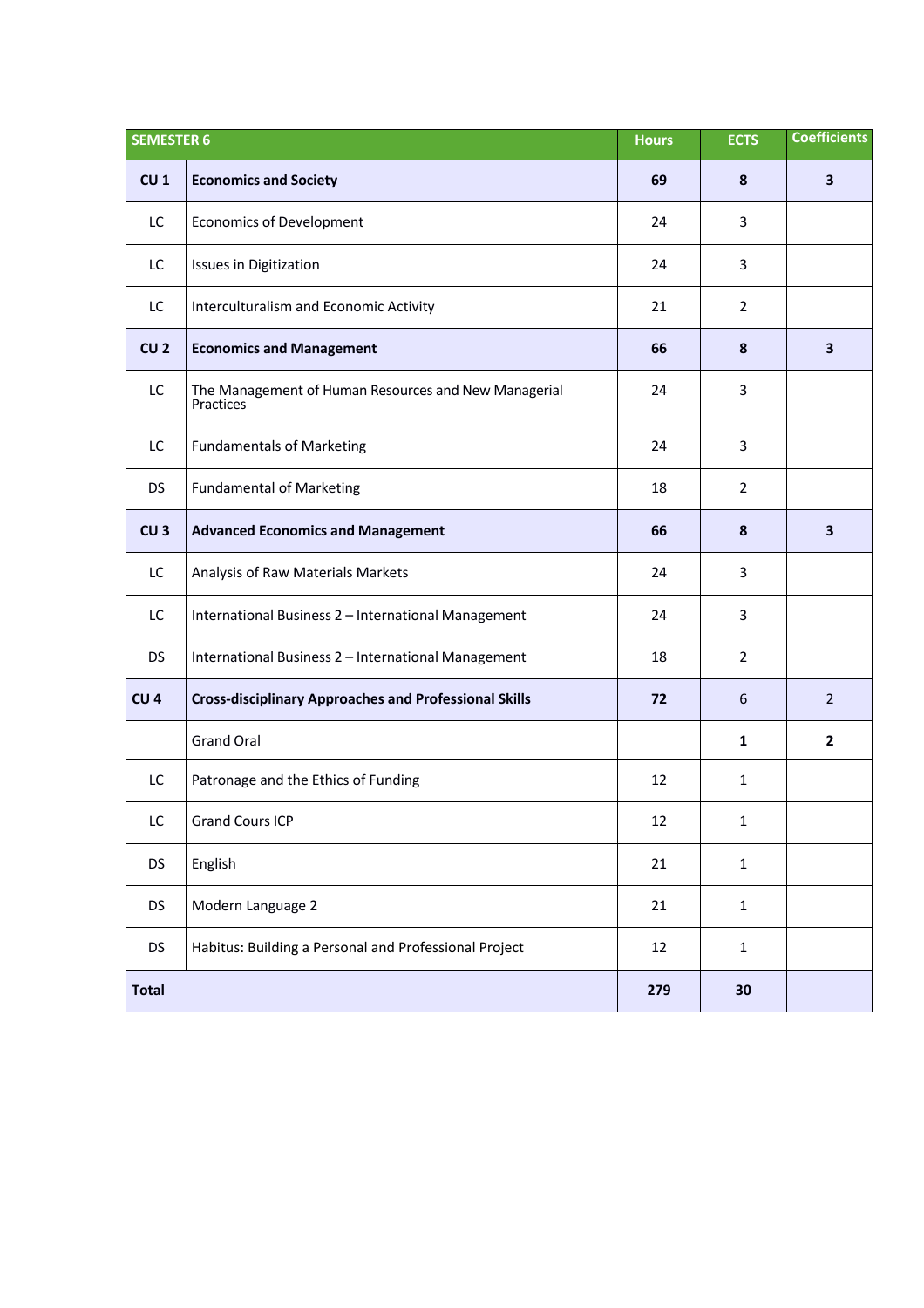| SEMESTER 6 | | Hours | ECTS | Coefficients |
|---|---|---|---|---|
| **CU 1** | **Economics and Society** | **69** | **8** | **3** |
| LC | Economics of Development | 24 | 3 | |
| LC | Issues in Digitization | 24 | 3 | |
| LC | Interculturalism and Economic Activity | 21 | 2 | |
| **CU 2** | **Economics and Management** | **66** | **8** | **3** |
| LC | The Management of Human Resources and New Managerial Practices | 24 | 3 | |
| LC | Fundamentals of Marketing | 24 | 3 | |
| DS | Fundamental of Marketing | 18 | 2 | |
| **CU 3** | **Advanced Economics and Management** | **66** | **8** | **3** |
| LC | Analysis of Raw Materials Markets | 24 | 3 | |
| LC | International Business 2 – International Management | 24 | 3 | |
| DS | International Business 2 – International Management | 18 | 2 | |
| **CU 4** | **Cross-disciplinary Approaches and Professional Skills** | **72** | 6 | 2 |
| | Grand Oral | | **1** | **2** |
| LC | Patronage and the Ethics of Funding | 12 | 1 | |
| LC | Grand Cours ICP | 12 | 1 | |
| DS | English | 21 | 1 | |
| DS | Modern Language 2 | 21 | 1 | |
| DS | Habitus: Building a Personal and Professional Project | 12 | 1 | |
| **Total** | | **279** | **30** | |